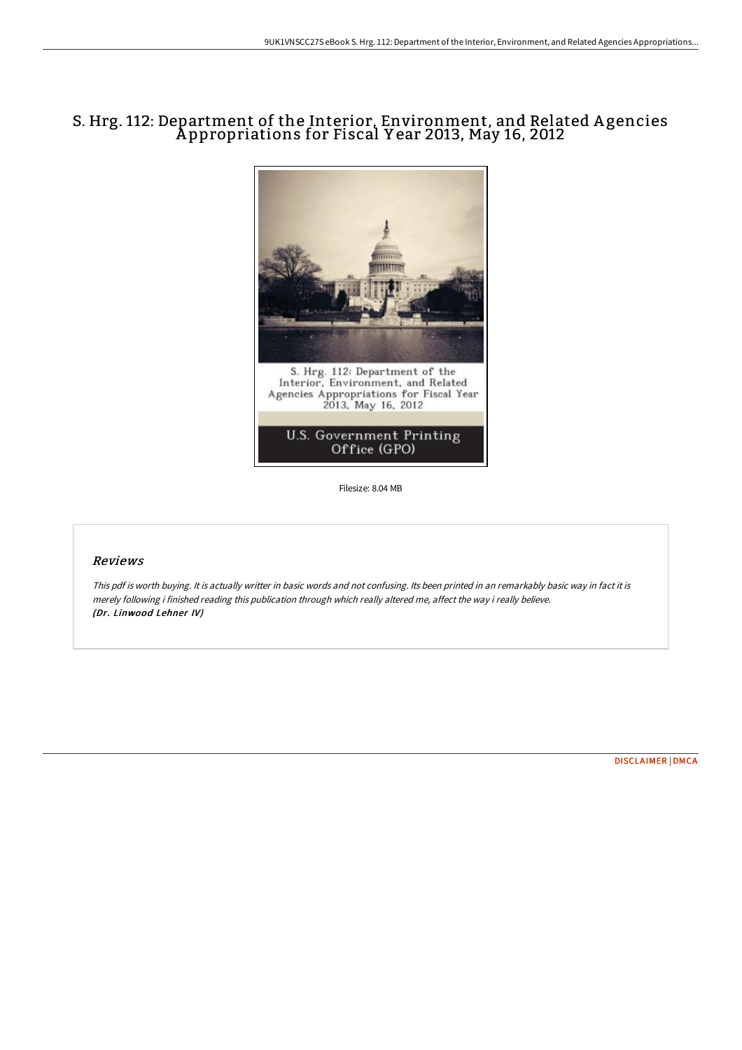# S. Hrg. 112: Department of the Interior, Environment, and Related Agencies Appropriations for Fiscal Year 2013, May 16, 2012

Filesize: 8.04 MB

## Reviews

*This pdf is worth buying. It is actually writter in basic words and not confusing. Its been printed in an remarkably basic way in fact it is merely following i finished reading this publication through which really altered me, affect the way i really believe.*
***(Dr. Linwood Lehner IV)***

DISCLAIMER | DMCA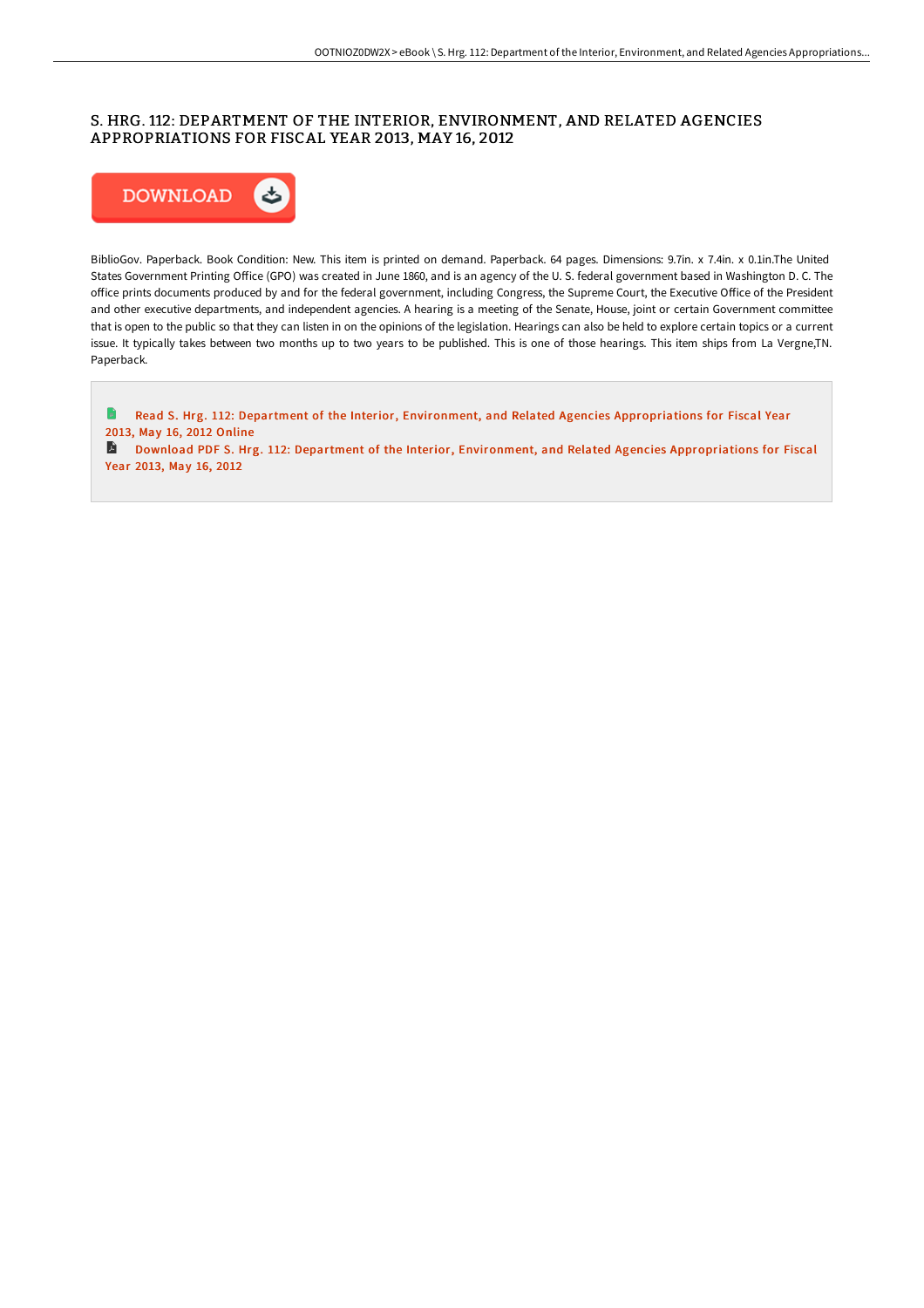# S. HRG. 112: DEPARTMENT OF THE INTERIOR, ENVIRONMENT, AND RELATED AGENCIES APPROPRIATIONS FOR FISCAL YEAR 2013, MAY 16, 2012

DOWNLOAD

BiblioGov. Paperback. Book Condition: New. This item is printed on demand. Paperback. 64 pages. Dimensions: 9.7in. x 7.4in. x 0.1in.The United States Government Printing Office (GPO) was created in June 1860, and is an agency of the U. S. federal government based in Washington D. C. The office prints documents produced by and for the federal government, including Congress, the Supreme Court, the Executive Office of the President and other executive departments, and independent agencies. A hearing is a meeting of the Senate, House, joint or certain Government committee that is open to the public so that they can listen in on the opinions of the legislation. Hearings can also be held to explore certain topics or a current issue. It typically takes between two months up to two years to be published. This is one of those hearings. This item ships from La Vergne,TN. Paperback.

Read S. Hrg. 112: Department of the Interior, Environment, and Related Agencies Appropriations for Fiscal Year 2013, May 16, 2012 Online

Download PDF S. Hrg. 112: Department of the Interior, Environment, and Related Agencies Appropriations for Fiscal Year 2013, May 16, 2012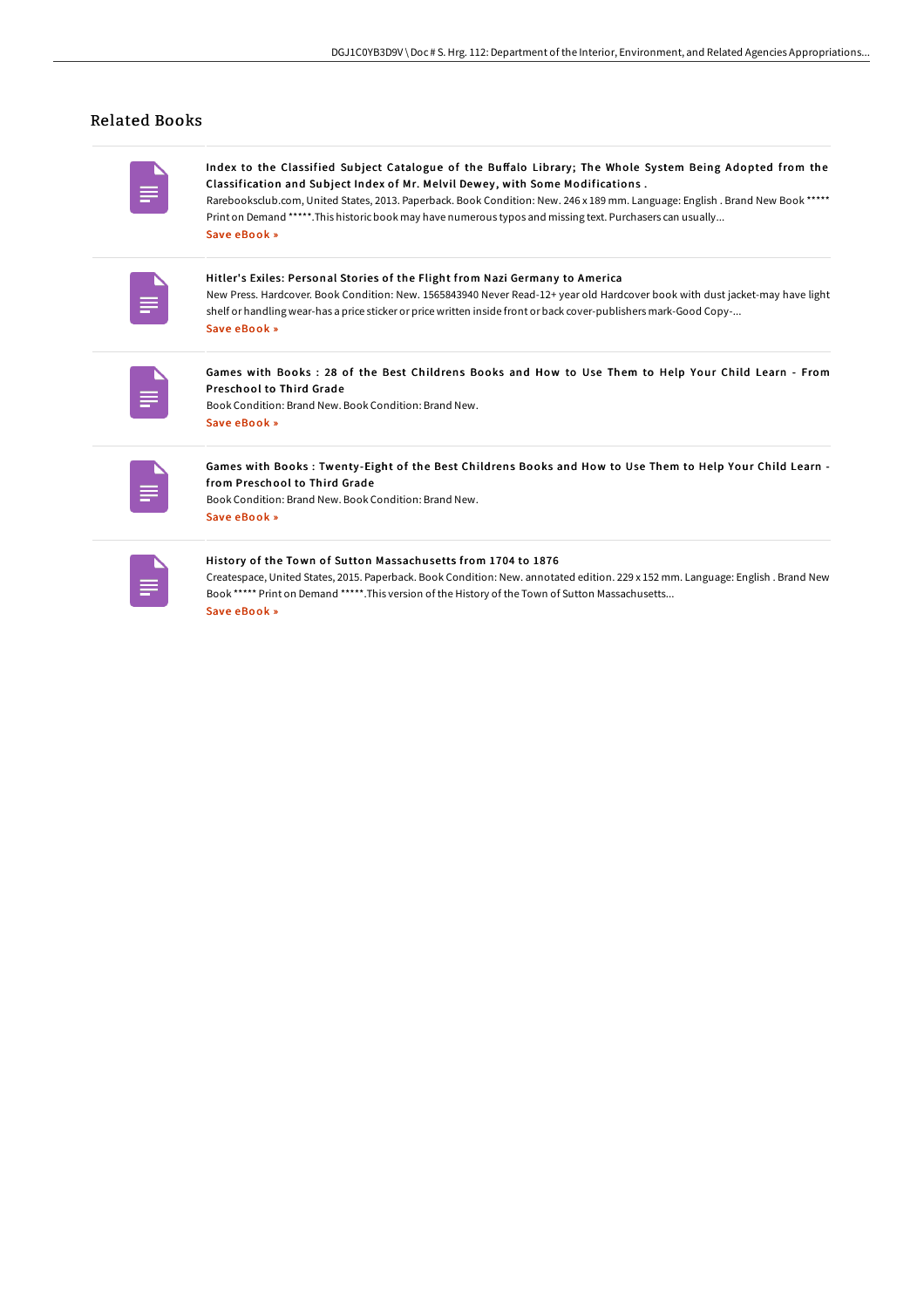## Related Books

**Index to the Classified Subject Catalogue of the Buffalo Library; The Whole System Being Adopted from the Classification and Subject Index of Mr. Melvil Dewey, with Some Modifications .**

Rarebooksclub.com, United States, 2013. Paperback. Book Condition: New. 246 x 189 mm. Language: English . Brand New Book ***** Print on Demand *****.This historic book may have numerous typos and missing text. Purchasers can usually...

Save eBook »

**Hitler's Exiles: Personal Stories of the Flight from Nazi Germany to America**

New Press. Hardcover. Book Condition: New. 1565843940 Never Read-12+ year old Hardcover book with dust jacket-may have light shelf or handling wear-has a price sticker or price written inside front or back cover-publishers mark-Good Copy-...

Save eBook »

**Games with Books : 28 of the Best Childrens Books and How to Use Them to Help Your Child Learn - From Preschool to Third Grade**

Book Condition: Brand New. Book Condition: Brand New.

Save eBook »

**Games with Books : Twenty-Eight of the Best Childrens Books and How to Use Them to Help Your Child Learn - from Preschool to Third Grade**

Book Condition: Brand New. Book Condition: Brand New.

Save eBook »

**History of the Town of Sutton Massachusetts from 1704 to 1876**

Createspace, United States, 2015. Paperback. Book Condition: New. annotated edition. 229 x 152 mm. Language: English . Brand New Book ***** Print on Demand *****.This version of the History of the Town of Sutton Massachusetts...

Save eBook »